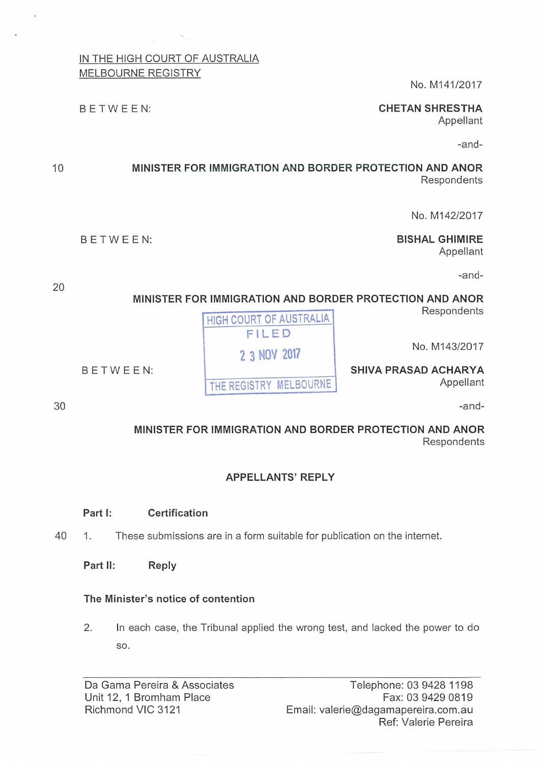IN THE HIGH COURT OF AUSTRALIA
MELBOURNE REGISTRY

No. M141/2017

BETWEEN:

**CHETAN SHRESTHA**
Appellant

-and-

**MINISTER FOR IMMIGRATION AND BORDER PROTECTION AND ANOR**
Respondents

No. M142/2017

BETWEEN:

**BISHAL GHIMIRE**
Appellant

-and-

**MINISTER FOR IMMIGRATION AND BORDER PROTECTION AND ANOR**
Respondents

HIGH COURT OF AUSTRALIA
FILED
23 NOV 2017
THE REGISTRY MELBOURNE

No. M143/2017

BETWEEN:

**SHIVA PRASAD ACHARYA**
Appellant

-and-

**MINISTER FOR IMMIGRATION AND BORDER PROTECTION AND ANOR**
Respondents

## APPELLANTS' REPLY

### Part I: Certification

1. These submissions are in a form suitable for publication on the internet.

### Part II: Reply

#### The Minister's notice of contention

2. In each case, the Tribunal applied the wrong test, and lacked the power to do so.

Da Gama Pereira & Associates
Unit 12, 1 Bromham Place
Richmond VIC 3121

Telephone: 03 9428 1198
Fax: 03 9429 0819
Email: valerie@dagamapereira.com.au
Ref: Valerie Pereira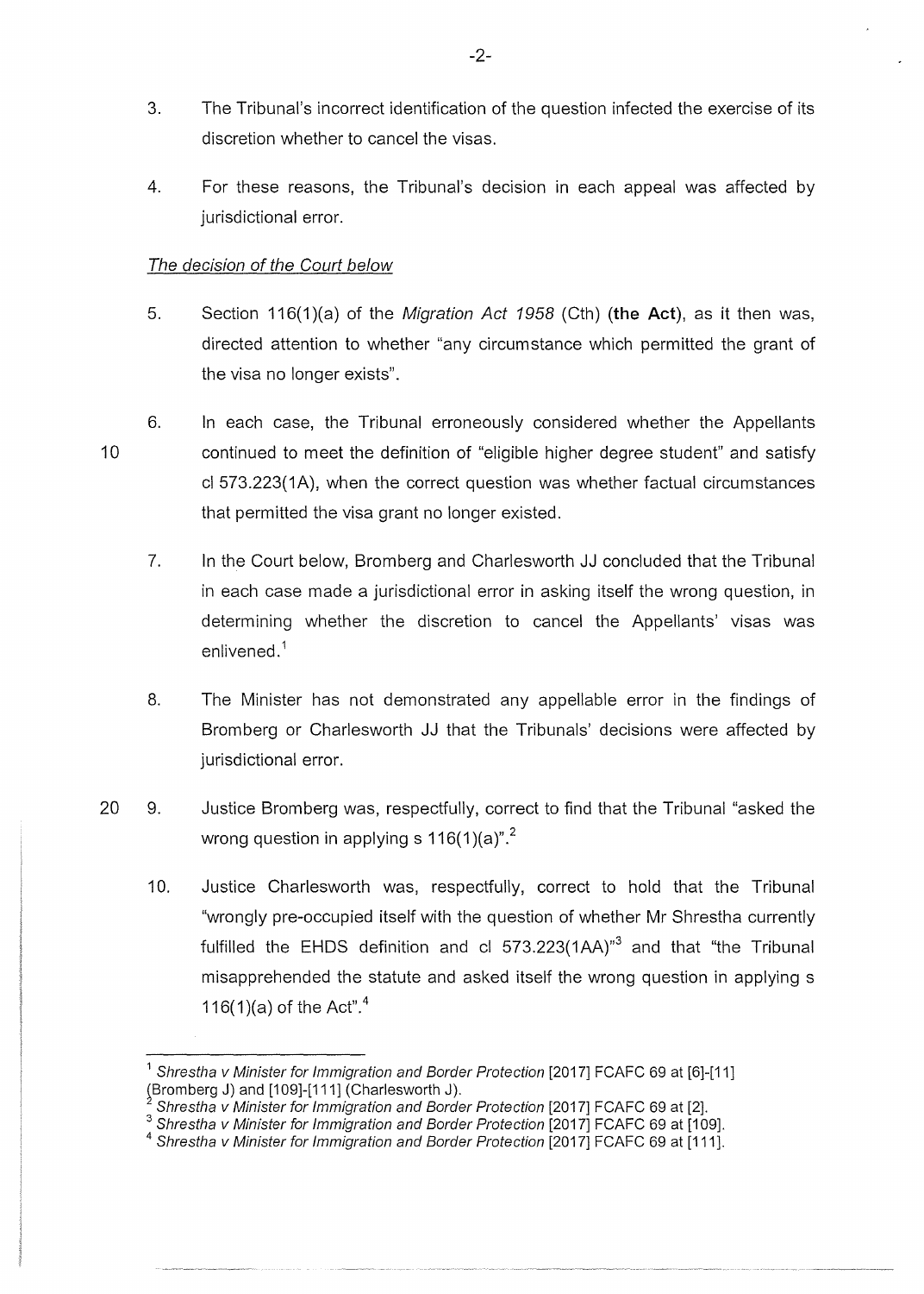3. The Tribunal's incorrect identification of the question infected the exercise of its discretion whether to cancel the visas.

4. For these reasons, the Tribunal's decision in each appeal was affected by jurisdictional error.

*The decision of the Court below*

5. Section 116(1)(a) of the *Migration Act 1958* (Cth) (**the Act**), as it then was, directed attention to whether "any circumstance which permitted the grant of the visa no longer exists".

6. In each case, the Tribunal erroneously considered whether the Appellants continued to meet the definition of "eligible higher degree student" and satisfy cl 573.223(1A), when the correct question was whether factual circumstances that permitted the visa grant no longer existed.

7. In the Court below, Bromberg and Charlesworth JJ concluded that the Tribunal in each case made a jurisdictional error in asking itself the wrong question, in determining whether the discretion to cancel the Appellants' visas was enlivened.[1]

8. The Minister has not demonstrated any appellable error in the findings of Bromberg or Charlesworth JJ that the Tribunals' decisions were affected by jurisdictional error.

9. Justice Bromberg was, respectfully, correct to find that the Tribunal "asked the wrong question in applying s 116(1)(a)".[2]

10. Justice Charlesworth was, respectfully, correct to hold that the Tribunal "wrongly pre-occupied itself with the question of whether Mr Shrestha currently fulfilled the EHDS definition and cl 573.223(1AA)"[3] and that "the Tribunal misapprehended the statute and asked itself the wrong question in applying s 116(1)(a) of the Act".[4]

---

[1] *Shrestha v Minister for Immigration and Border Protection* [2017] FCAFC 69 at [6]-[11] (Bromberg J) and [109]-[111] (Charlesworth J).

[2] *Shrestha v Minister for Immigration and Border Protection* [2017] FCAFC 69 at [2].

[3] *Shrestha v Minister for Immigration and Border Protection* [2017] FCAFC 69 at [109].

[4] *Shrestha v Minister for Immigration and Border Protection* [2017] FCAFC 69 at [111].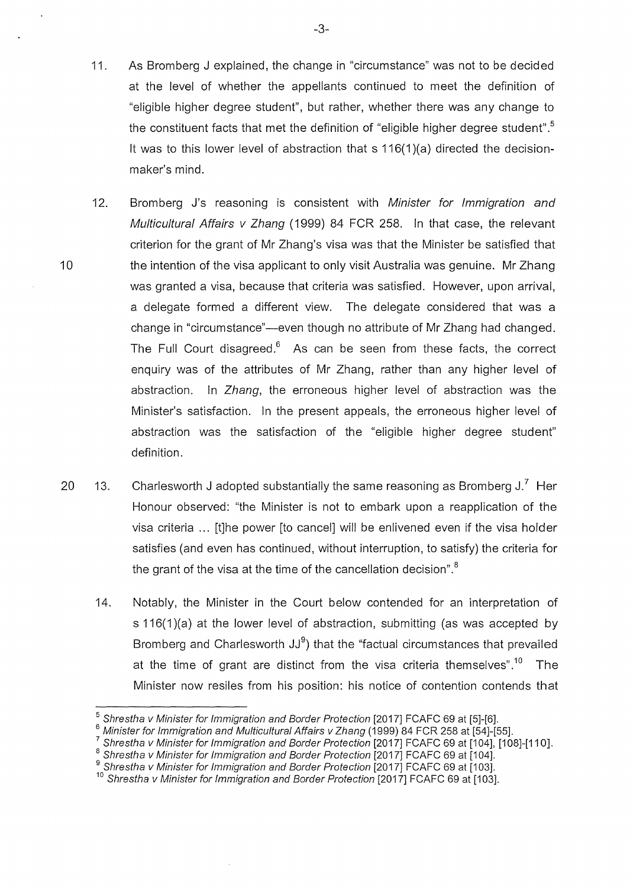11. As Bromberg J explained, the change in "circumstance" was not to be decided at the level of whether the appellants continued to meet the definition of "eligible higher degree student", but rather, whether there was any change to the constituent facts that met the definition of "eligible higher degree student".[5] It was to this lower level of abstraction that s 116(1)(a) directed the decision-maker's mind.

12. Bromberg J's reasoning is consistent with *Minister for Immigration and Multicultural Affairs v Zhang* (1999) 84 FCR 258. In that case, the relevant criterion for the grant of Mr Zhang's visa was that the Minister be satisfied that the intention of the visa applicant to only visit Australia was genuine. Mr Zhang was granted a visa, because that criteria was satisfied. However, upon arrival, a delegate formed a different view. The delegate considered that was a change in "circumstance"—even though no attribute of Mr Zhang had changed. The Full Court disagreed.[6] As can be seen from these facts, the correct enquiry was of the attributes of Mr Zhang, rather than any higher level of abstraction. In *Zhang*, the erroneous higher level of abstraction was the Minister's satisfaction. In the present appeals, the erroneous higher level of abstraction was the satisfaction of the "eligible higher degree student" definition.

13. Charlesworth J adopted substantially the same reasoning as Bromberg J.[7] Her Honour observed: "the Minister is not to embark upon a reapplication of the visa criteria ... [t]he power [to cancel] will be enlivened even if the visa holder satisfies (and even has continued, without interruption, to satisfy) the criteria for the grant of the visa at the time of the cancellation decision".[8]

14. Notably, the Minister in the Court below contended for an interpretation of s 116(1)(a) at the lower level of abstraction, submitting (as was accepted by Bromberg and Charlesworth JJ[9]) that the "factual circumstances that prevailed at the time of grant are distinct from the visa criteria themselves".[10] The Minister now resiles from his position: his notice of contention contends that

---

[5] *Shrestha v Minister for Immigration and Border Protection* [2017] FCAFC 69 at [5]-[6].

[6] *Minister for Immigration and Multicultural Affairs v Zhang* (1999) 84 FCR 258 at [54]-[55].

[7] *Shrestha v Minister for Immigration and Border Protection* [2017] FCAFC 69 at [104], [108]-[110].

[8] *Shrestha v Minister for Immigration and Border Protection* [2017] FCAFC 69 at [104].

[9] *Shrestha v Minister for Immigration and Border Protection* [2017] FCAFC 69 at [103].

[10] *Shrestha v Minister for Immigration and Border Protection* [2017] FCAFC 69 at [103].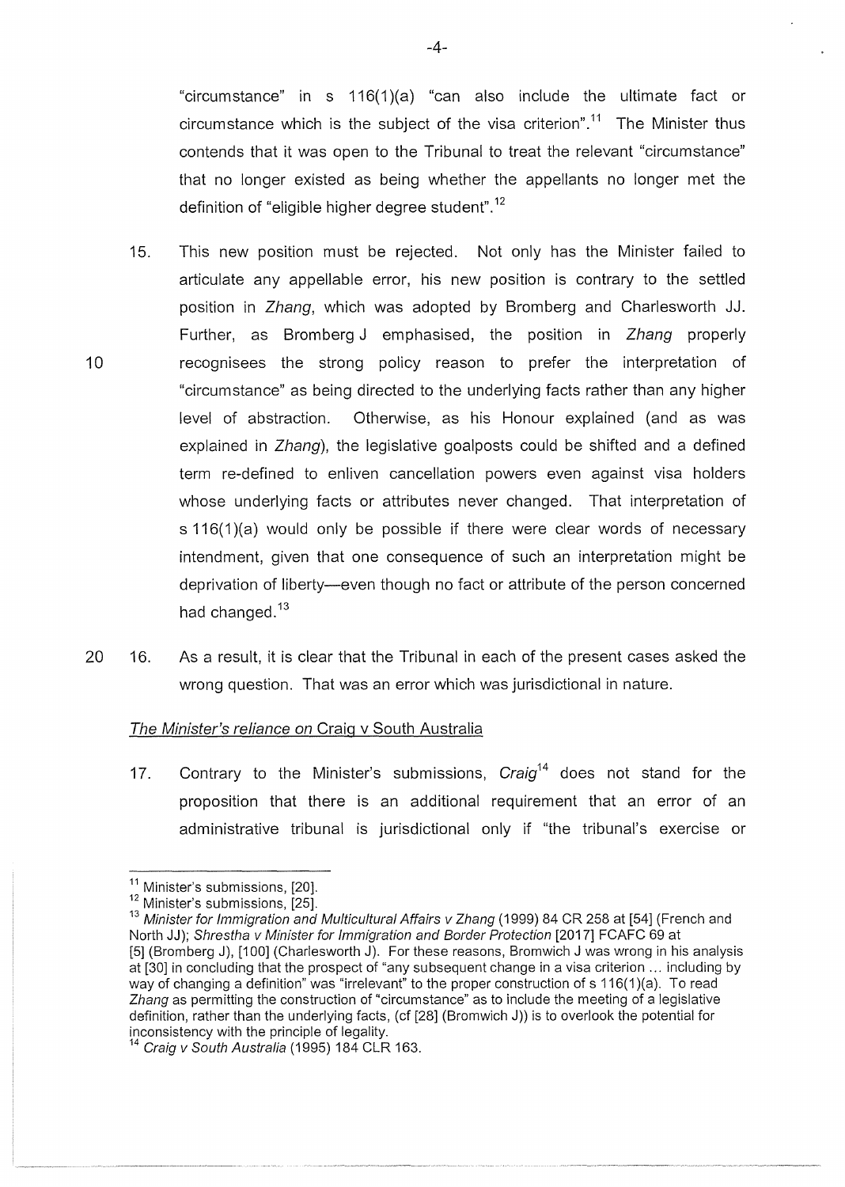"circumstance" in s 116(1)(a) "can also include the ultimate fact or circumstance which is the subject of the visa criterion".[11] The Minister thus contends that it was open to the Tribunal to treat the relevant "circumstance" that no longer existed as being whether the appellants no longer met the definition of "eligible higher degree student".[12]

15. This new position must be rejected. Not only has the Minister failed to articulate any appellable error, his new position is contrary to the settled position in *Zhang*, which was adopted by Bromberg and Charlesworth JJ. Further, as Bromberg J emphasised, the position in *Zhang* properly recognisees the strong policy reason to prefer the interpretation of "circumstance" as being directed to the underlying facts rather than any higher level of abstraction. Otherwise, as his Honour explained (and as was explained in *Zhang*), the legislative goalposts could be shifted and a defined term re-defined to enliven cancellation powers even against visa holders whose underlying facts or attributes never changed. That interpretation of s 116(1)(a) would only be possible if there were clear words of necessary intendment, given that one consequence of such an interpretation might be deprivation of liberty—even though no fact or attribute of the person concerned had changed.[13]

16. As a result, it is clear that the Tribunal in each of the present cases asked the wrong question. That was an error which was jurisdictional in nature.

*The Minister's reliance on* Craig v South Australia

17. Contrary to the Minister's submissions, *Craig*[14] does not stand for the proposition that there is an additional requirement that an error of an administrative tribunal is jurisdictional only if "the tribunal's exercise or

---

[11] Minister's submissions, [20].

[12] Minister's submissions, [25].

[13] *Minister for Immigration and Multicultural Affairs v Zhang* (1999) 84 CR 258 at [54] (French and North JJ); *Shrestha v Minister for Immigration and Border Protection* [2017] FCAFC 69 at [5] (Bromberg J), [100] (Charlesworth J). For these reasons, Bromwich J was wrong in his analysis at [30] in concluding that the prospect of "any subsequent change in a visa criterion ... including by way of changing a definition" was "irrelevant" to the proper construction of s 116(1)(a). To read *Zhang* as permitting the construction of "circumstance" as to include the meeting of a legislative definition, rather than the underlying facts, (cf [28] (Bromwich J)) is to overlook the potential for inconsistency with the principle of legality.

[14] *Craig v South Australia* (1995) 184 CLR 163.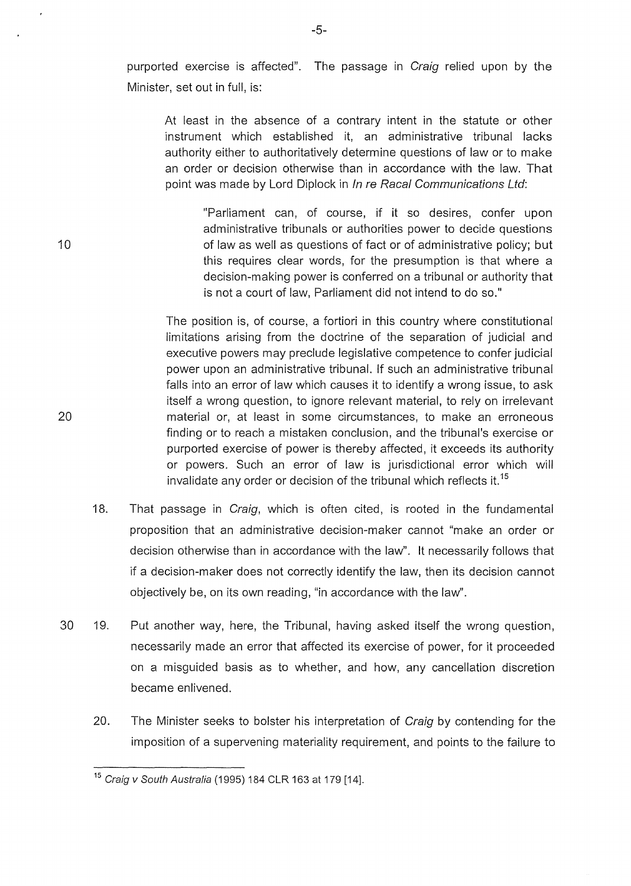purported exercise is affected". The passage in *Craig* relied upon by the Minister, set out in full, is:

> At least in the absence of a contrary intent in the statute or other instrument which established it, an administrative tribunal lacks authority either to authoritatively determine questions of law or to make an order or decision otherwise than in accordance with the law. That point was made by Lord Diplock in *In re Racal Communications Ltd*:
>
> > "Parliament can, of course, if it so desires, confer upon administrative tribunals or authorities power to decide questions of law as well as questions of fact or of administrative policy; but this requires clear words, for the presumption is that where a decision-making power is conferred on a tribunal or authority that is not a court of law, Parliament did not intend to do so."
>
> The position is, of course, a fortiori in this country where constitutional limitations arising from the doctrine of the separation of judicial and executive powers may preclude legislative competence to confer judicial power upon an administrative tribunal. If such an administrative tribunal falls into an error of law which causes it to identify a wrong issue, to ask itself a wrong question, to ignore relevant material, to rely on irrelevant material or, at least in some circumstances, to make an erroneous finding or to reach a mistaken conclusion, and the tribunal's exercise or purported exercise of power is thereby affected, it exceeds its authority or powers. Such an error of law is jurisdictional error which will invalidate any order or decision of the tribunal which reflects it.[15]

18. That passage in *Craig*, which is often cited, is rooted in the fundamental proposition that an administrative decision-maker cannot "make an order or decision otherwise than in accordance with the law". It necessarily follows that if a decision-maker does not correctly identify the law, then its decision cannot objectively be, on its own reading, "in accordance with the law".

19. Put another way, here, the Tribunal, having asked itself the wrong question, necessarily made an error that affected its exercise of power, for it proceeded on a misguided basis as to whether, and how, any cancellation discretion became enlivened.

20. The Minister seeks to bolster his interpretation of *Craig* by contending for the imposition of a supervening materiality requirement, and points to the failure to

---

[15] *Craig v South Australia* (1995) 184 CLR 163 at 179 [14].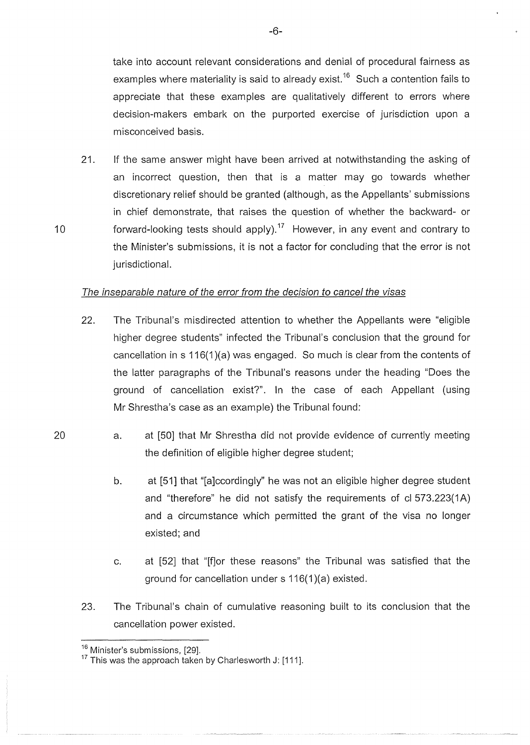take into account relevant considerations and denial of procedural fairness as examples where materiality is said to already exist.[16] Such a contention fails to appreciate that these examples are qualitatively different to errors where decision-makers embark on the purported exercise of jurisdiction upon a misconceived basis.

21. If the same answer might have been arrived at notwithstanding the asking of an incorrect question, then that is a matter may go towards whether discretionary relief should be granted (although, as the Appellants' submissions in chief demonstrate, that raises the question of whether the backward- or forward-looking tests should apply).[17] However, in any event and contrary to the Minister's submissions, it is not a factor for concluding that the error is not jurisdictional.

*The inseparable nature of the error from the decision to cancel the visas*

22. The Tribunal's misdirected attention to whether the Appellants were "eligible higher degree students" infected the Tribunal's conclusion that the ground for cancellation in s 116(1)(a) was engaged. So much is clear from the contents of the latter paragraphs of the Tribunal's reasons under the heading "Does the ground of cancellation exist?". In the case of each Appellant (using Mr Shrestha's case as an example) the Tribunal found:

    a. at [50] that Mr Shrestha did not provide evidence of currently meeting the definition of eligible higher degree student;

    b. at [51] that "[a]ccordingly" he was not an eligible higher degree student and "therefore" he did not satisfy the requirements of cl 573.223(1A) and a circumstance which permitted the grant of the visa no longer existed; and

    c. at [52] that "[f]or these reasons" the Tribunal was satisfied that the ground for cancellation under s 116(1)(a) existed.

23. The Tribunal's chain of cumulative reasoning built to its conclusion that the cancellation power existed.

---

[16] Minister's submissions, [29].

[17] This was the approach taken by Charlesworth J: [111].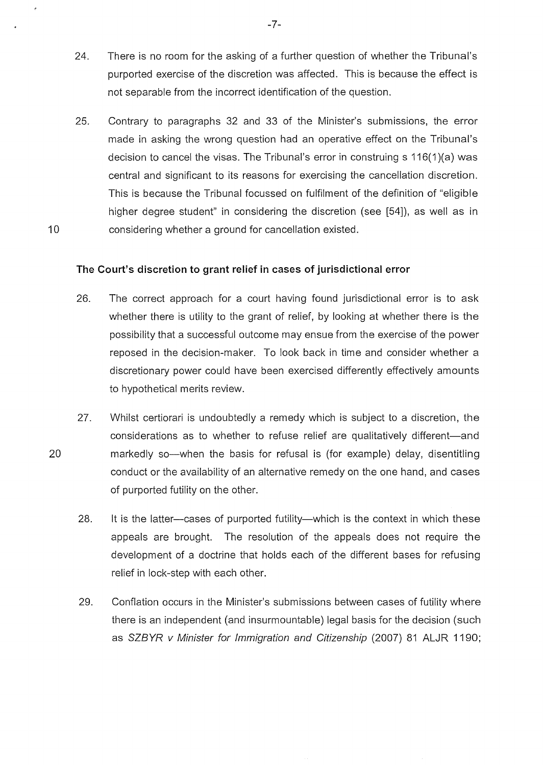24. There is no room for the asking of a further question of whether the Tribunal's purported exercise of the discretion was affected. This is because the effect is not separable from the incorrect identification of the question.

25. Contrary to paragraphs 32 and 33 of the Minister's submissions, the error made in asking the wrong question had an operative effect on the Tribunal's decision to cancel the visas. The Tribunal's error in construing s 116(1)(a) was central and significant to its reasons for exercising the cancellation discretion. This is because the Tribunal focussed on fulfilment of the definition of "eligible higher degree student" in considering the discretion (see [54]), as well as in considering whether a ground for cancellation existed.

### The Court's discretion to grant relief in cases of jurisdictional error

26. The correct approach for a court having found jurisdictional error is to ask whether there is utility to the grant of relief, by looking at whether there is the possibility that a successful outcome may ensue from the exercise of the power reposed in the decision-maker. To look back in time and consider whether a discretionary power could have been exercised differently effectively amounts to hypothetical merits review.

27. Whilst certiorari is undoubtedly a remedy which is subject to a discretion, the considerations as to whether to refuse relief are qualitatively different—and markedly so—when the basis for refusal is (for example) delay, disentitling conduct or the availability of an alternative remedy on the one hand, and cases of purported futility on the other.

28. It is the latter—cases of purported futility—which is the context in which these appeals are brought. The resolution of the appeals does not require the development of a doctrine that holds each of the different bases for refusing relief in lock-step with each other.

29. Conflation occurs in the Minister's submissions between cases of futility where there is an independent (and insurmountable) legal basis for the decision (such as *SZBYR v Minister for Immigration and Citizenship* (2007) 81 ALJR 1190;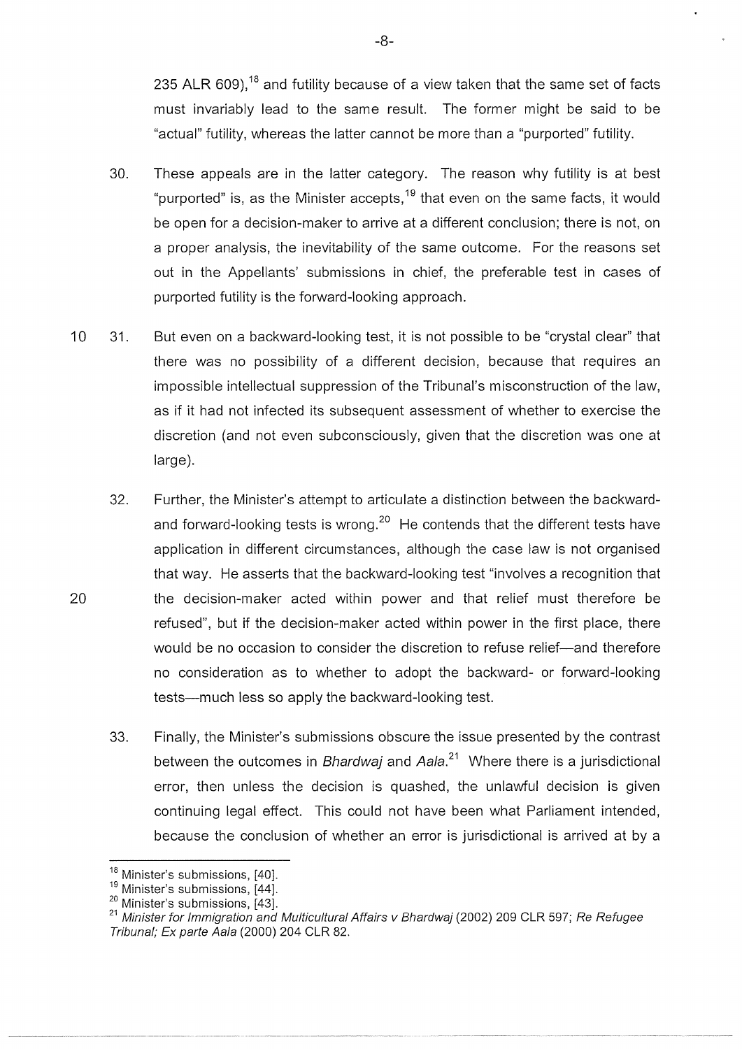235 ALR 609),[18] and futility because of a view taken that the same set of facts must invariably lead to the same result. The former might be said to be "actual" futility, whereas the latter cannot be more than a "purported" futility.

30. These appeals are in the latter category. The reason why futility is at best "purported" is, as the Minister accepts,[19] that even on the same facts, it would be open for a decision-maker to arrive at a different conclusion; there is not, on a proper analysis, the inevitability of the same outcome. For the reasons set out in the Appellants' submissions in chief, the preferable test in cases of purported futility is the forward-looking approach.

31. But even on a backward-looking test, it is not possible to be "crystal clear" that there was no possibility of a different decision, because that requires an impossible intellectual suppression of the Tribunal's misconstruction of the law, as if it had not infected its subsequent assessment of whether to exercise the discretion (and not even subconsciously, given that the discretion was one at large).

32. Further, the Minister's attempt to articulate a distinction between the backward- and forward-looking tests is wrong.[20] He contends that the different tests have application in different circumstances, although the case law is not organised that way. He asserts that the backward-looking test "involves a recognition that the decision-maker acted within power and that relief must therefore be refused", but if the decision-maker acted within power in the first place, there would be no occasion to consider the discretion to refuse relief—and therefore no consideration as to whether to adopt the backward- or forward-looking tests—much less so apply the backward-looking test.

33. Finally, the Minister's submissions obscure the issue presented by the contrast between the outcomes in *Bhardwaj* and *Aala*.[21] Where there is a jurisdictional error, then unless the decision is quashed, the unlawful decision is given continuing legal effect. This could not have been what Parliament intended, because the conclusion of whether an error is jurisdictional is arrived at by a

---

[18] Minister's submissions, [40].

[19] Minister's submissions, [44].

[20] Minister's submissions, [43].

[21] *Minister for Immigration and Multicultural Affairs v Bhardwaj* (2002) 209 CLR 597; *Re Refugee Tribunal; Ex parte Aala* (2000) 204 CLR 82.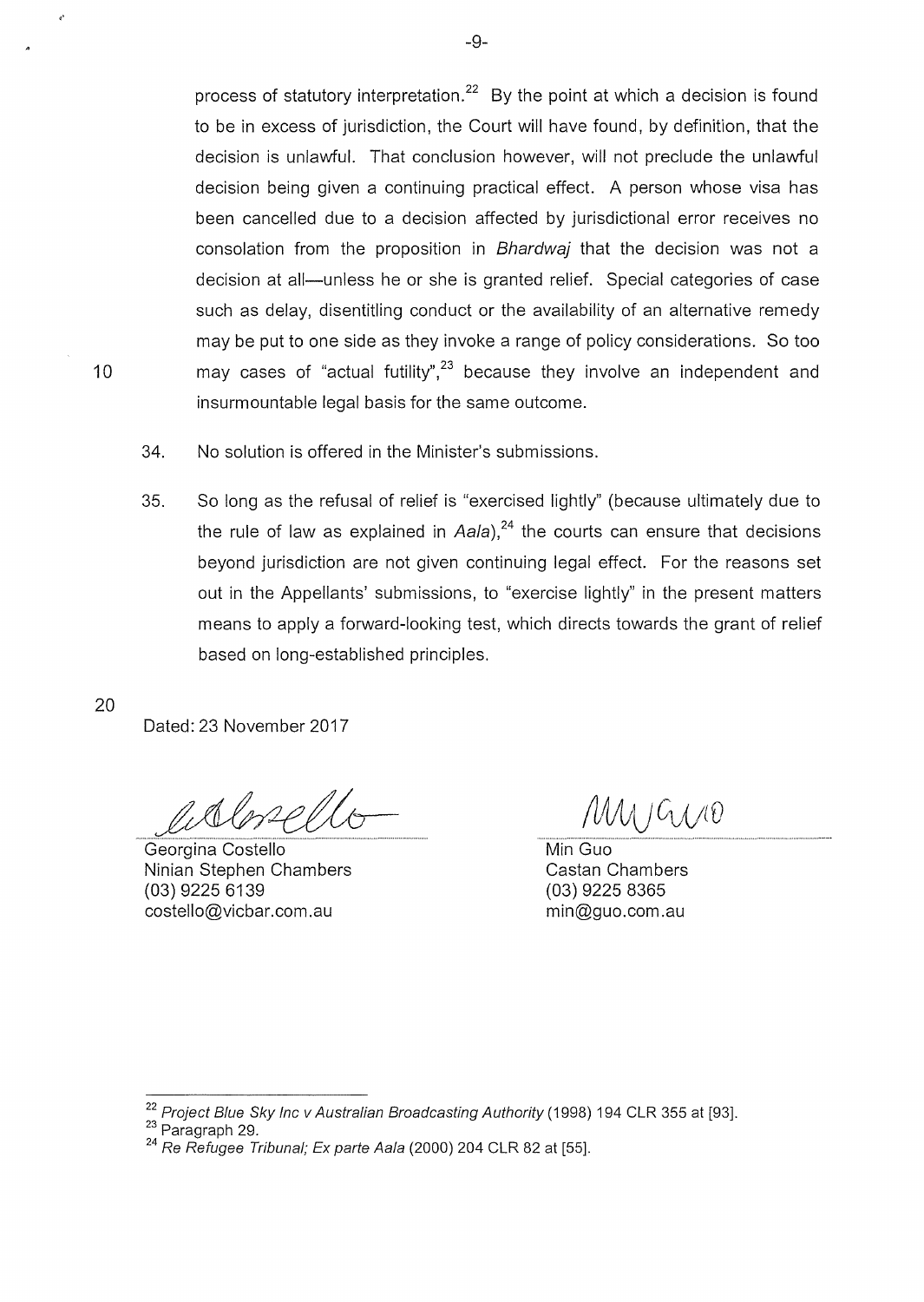process of statutory interpretation.[22] By the point at which a decision is found to be in excess of jurisdiction, the Court will have found, by definition, that the decision is unlawful. That conclusion however, will not preclude the unlawful decision being given a continuing practical effect. A person whose visa has been cancelled due to a decision affected by jurisdictional error receives no consolation from the proposition in *Bhardwaj* that the decision was not a decision at all—unless he or she is granted relief. Special categories of case such as delay, disentitling conduct or the availability of an alternative remedy may be put to one side as they invoke a range of policy considerations. So too may cases of "actual futility",[23] because they involve an independent and insurmountable legal basis for the same outcome.

34. No solution is offered in the Minister's submissions.

35. So long as the refusal of relief is "exercised lightly" (because ultimately due to the rule of law as explained in *Aala*),[24] the courts can ensure that decisions beyond jurisdiction are not given continuing legal effect. For the reasons set out in the Appellants' submissions, to "exercise lightly" in the present matters means to apply a forward-looking test, which directs towards the grant of relief based on long-established principles.

Dated: 23 November 2017

Georgina Costello
Ninian Stephen Chambers
(03) 9225 6139
costello@vicbar.com.au

Min Guo
Castan Chambers
(03) 9225 8365
min@guo.com.au

---

[22] *Project Blue Sky Inc v Australian Broadcasting Authority* (1998) 194 CLR 355 at [93].

[23] Paragraph 29.

[24] *Re Refugee Tribunal; Ex parte Aala* (2000) 204 CLR 82 at [55].